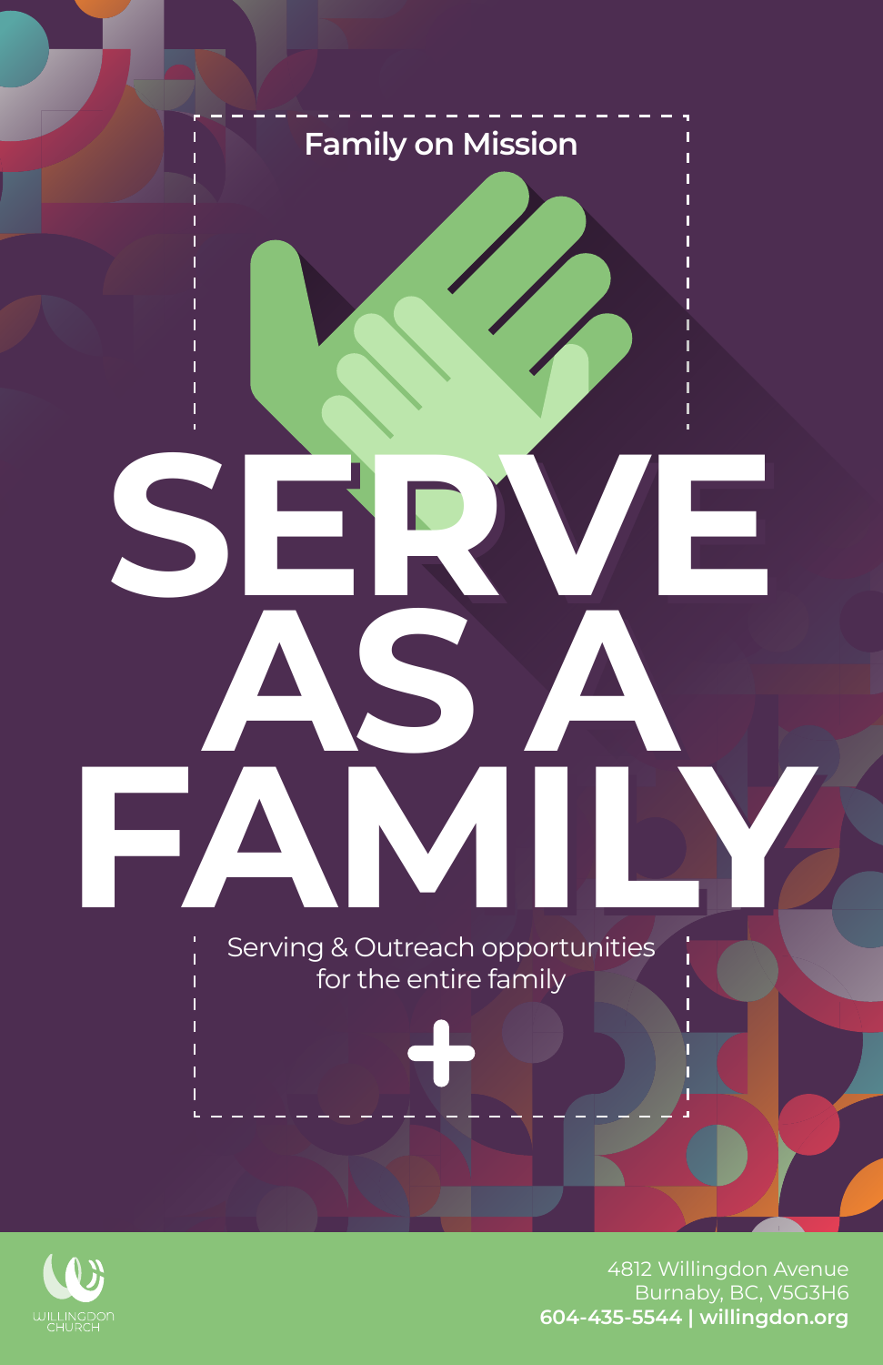Family on Mission

# SERVE AS A FAMILY

Serving & Outreach opportunities for the entire family

+

WILLINGDON CHURCH

4812 Willingdon Avenue
Burnaby, BC, V5G3H6
**604-435-5544 | willingdon.org**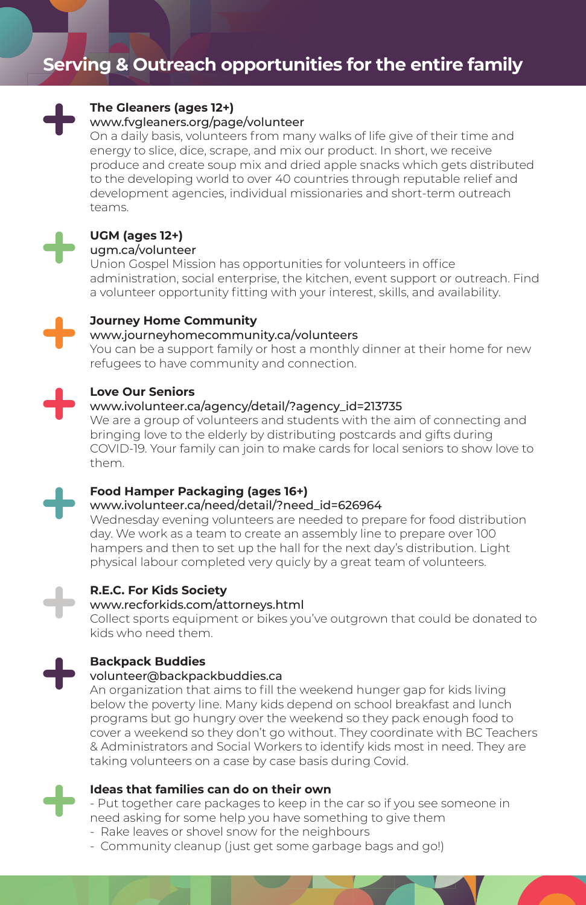# Serving & Outreach opportunities for the entire family

**The Gleaners (ages 12+)**
www.fvgleaners.org/page/volunteer
On a daily basis, volunteers from many walks of life give of their time and energy to slice, dice, scrape, and mix our product. In short, we receive produce and create soup mix and dried apple snacks which gets distributed to the developing world to over 40 countries through reputable relief and development agencies, individual missionaries and short-term outreach teams.

**UGM (ages 12+)**
ugm.ca/volunteer
Union Gospel Mission has opportunities for volunteers in office administration, social enterprise, the kitchen, event support or outreach. Find a volunteer opportunity fitting with your interest, skills, and availability.

**Journey Home Community**
www.journeyhomecommunity.ca/volunteers
You can be a support family or host a monthly dinner at their home for new refugees to have community and connection.

**Love Our Seniors**
www.ivolunteer.ca/agency/detail/?agency_id=213735
We are a group of volunteers and students with the aim of connecting and bringing love to the elderly by distributing postcards and gifts during COVID-19. Your family can join to make cards for local seniors to show love to them.

**Food Hamper Packaging (ages 16+)**
www.ivolunteer.ca/need/detail/?need_id=626964
Wednesday evening volunteers are needed to prepare for food distribution day. We work as a team to create an assembly line to prepare over 100 hampers and then to set up the hall for the next day's distribution. Light physical labour completed very quicly by a great team of volunteers.

**R.E.C. For Kids Society**
www.recforkids.com/attorneys.html
Collect sports equipment or bikes you've outgrown that could be donated to kids who need them.

**Backpack Buddies**
volunteer@backpackbuddies.ca
An organization that aims to fill the weekend hunger gap for kids living below the poverty line. Many kids depend on school breakfast and lunch programs but go hungry over the weekend so they pack enough food to cover a weekend so they don't go without. They coordinate with BC Teachers & Administrators and Social Workers to identify kids most in need. They are taking volunteers on a case by case basis during Covid.

**Ideas that families can do on their own**
- Put together care packages to keep in the car so if you see someone in need asking for some help you have something to give them
- Rake leaves or shovel snow for the neighbours
- Community cleanup (just get some garbage bags and go!)